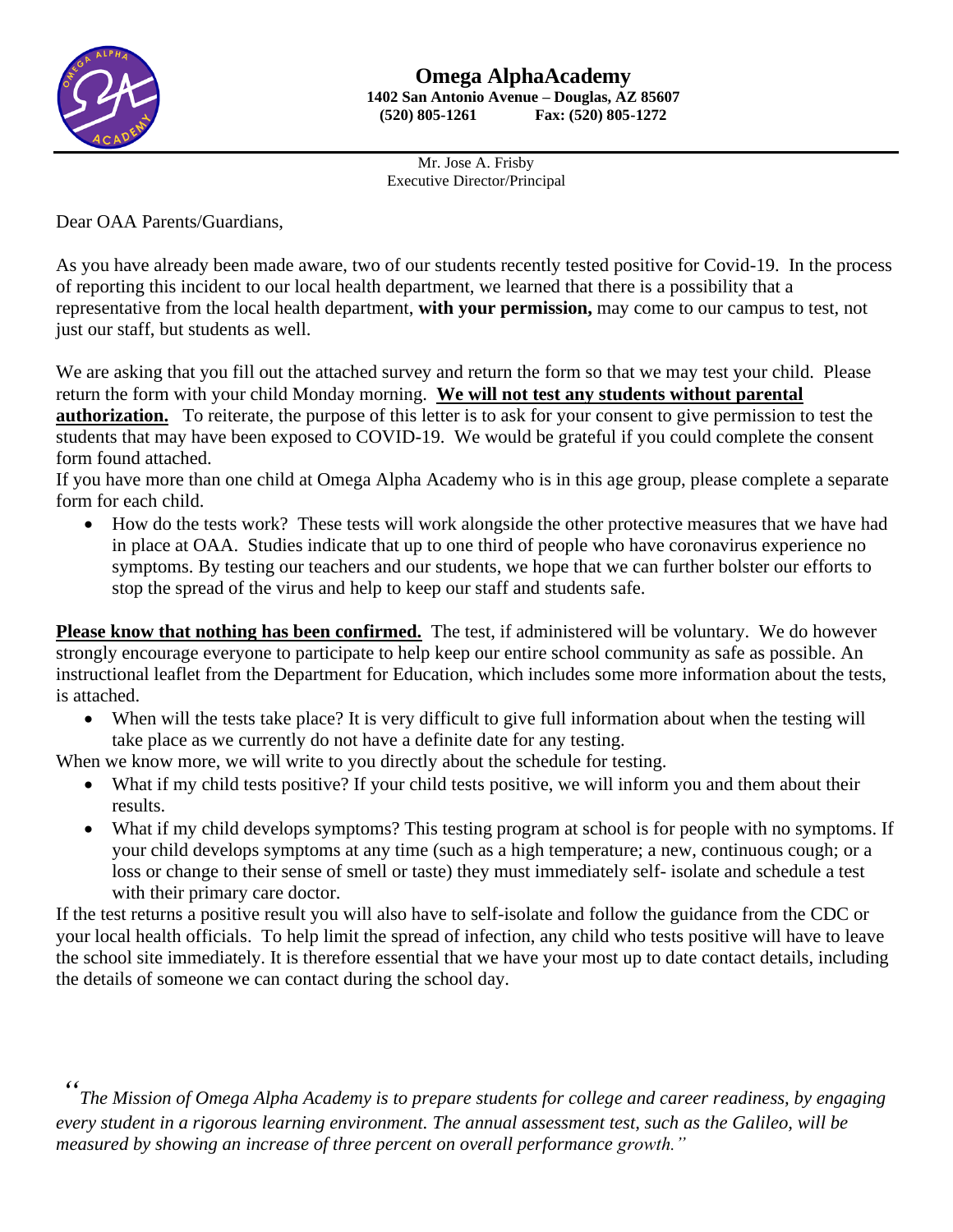# Omega AlphaAcademy

**1402 San Antonio Avenue – Douglas, AZ 85607**
**(520) 805-1261 Fax: (520) 805-1272**

Mr. Jose A. Frisby
Executive Director/Principal

Dear OAA Parents/Guardians,

As you have already been made aware, two of our students recently tested positive for Covid-19. In the process of reporting this incident to our local health department, we learned that there is a possibility that a representative from the local health department, **with your permission,** may come to our campus to test, not just our staff, but students as well.

We are asking that you fill out the attached survey and return the form so that we may test your child. Please return the form with your child Monday morning. <u>**We will not test any students without parental authorization.**</u> To reiterate, the purpose of this letter is to ask for your consent to give permission to test the students that may have been exposed to COVID-19. We would be grateful if you could complete the consent form found attached.
If you have more than one child at Omega Alpha Academy who is in this age group, please complete a separate form for each child.

- How do the tests work? These tests will work alongside the other protective measures that we have had in place at OAA. Studies indicate that up to one third of people who have coronavirus experience no symptoms. By testing our teachers and our students, we hope that we can further bolster our efforts to stop the spread of the virus and help to keep our staff and students safe.

<u>**Please know that nothing has been confirmed.**</u> The test, if administered will be voluntary. We do however strongly encourage everyone to participate to help keep our entire school community as safe as possible. An instructional leaflet from the Department for Education, which includes some more information about the tests, is attached.

- When will the tests take place? It is very difficult to give full information about when the testing will take place as we currently do not have a definite date for any testing.

When we know more, we will write to you directly about the schedule for testing.

- What if my child tests positive? If your child tests positive, we will inform you and them about their results.
- What if my child develops symptoms? This testing program at school is for people with no symptoms. If your child develops symptoms at any time (such as a high temperature; a new, continuous cough; or a loss or change to their sense of smell or taste) they must immediately self- isolate and schedule a test with their primary care doctor.

If the test returns a positive result you will also have to self-isolate and follow the guidance from the CDC or your local health officials. To help limit the spread of infection, any child who tests positive will have to leave the school site immediately. It is therefore essential that we have your most up to date contact details, including the details of someone we can contact during the school day.

*"The Mission of Omega Alpha Academy is to prepare students for college and career readiness, by engaging every student in a rigorous learning environment. The annual assessment test, such as the Galileo, will be measured by showing an increase of three percent on overall performance growth."*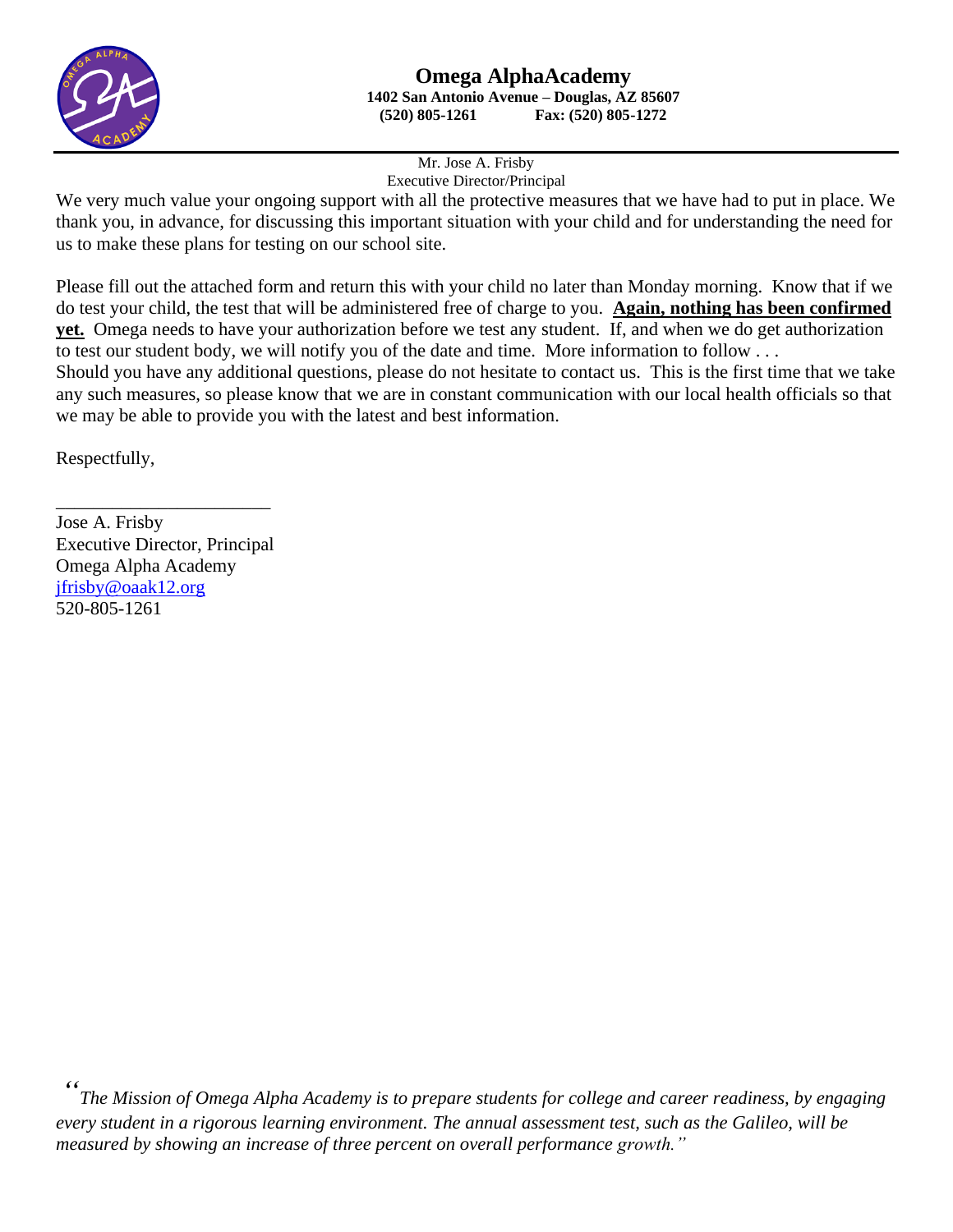**Omega AlphaAcademy**
**1402 San Antonio Avenue – Douglas, AZ 85607**
**(520) 805-1261 Fax: (520) 805-1272**

Mr. Jose A. Frisby
Executive Director/Principal

We very much value your ongoing support with all the protective measures that we have had to put in place. We thank you, in advance, for discussing this important situation with your child and for understanding the need for us to make these plans for testing on our school site.

Please fill out the attached form and return this with your child no later than Monday morning. Know that if we do test your child, the test that will be administered free of charge to you. **Again, nothing has been confirmed yet.** Omega needs to have your authorization before we test any student. If, and when we do get authorization to test our student body, we will notify you of the date and time. More information to follow . . .
Should you have any additional questions, please do not hesitate to contact us. This is the first time that we take any such measures, so please know that we are in constant communication with our local health officials so that we may be able to provide you with the latest and best information.

Respectfully,

\_\_\_\_\_\_\_\_\_\_\_\_\_\_\_\_\_\_\_\_\_\_\_\_

Jose A. Frisby
Executive Director, Principal
Omega Alpha Academy
jfrisby@oaak12.org
520-805-1261

*"The Mission of Omega Alpha Academy is to prepare students for college and career readiness, by engaging every student in a rigorous learning environment. The annual assessment test, such as the Galileo, will be measured by showing an increase of three percent on overall performance growth."*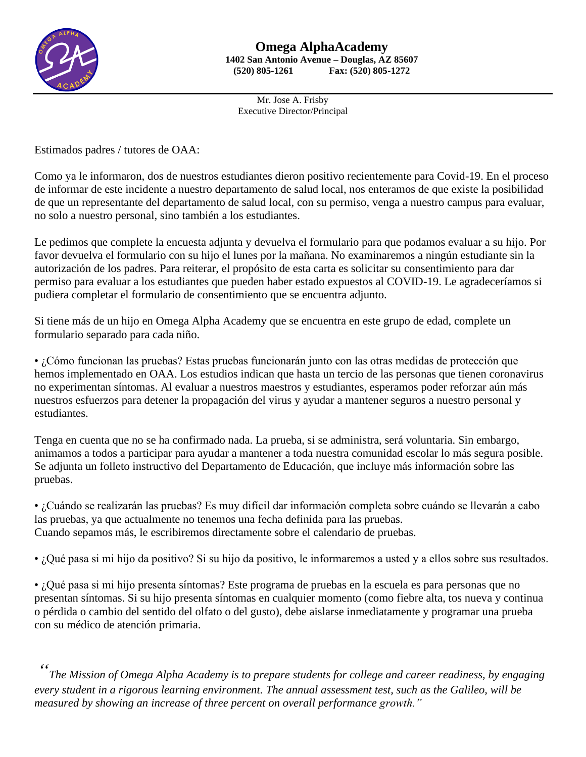**Omega AlphaAcademy**
**1402 San Antonio Avenue – Douglas, AZ 85607**
**(520) 805-1261 Fax: (520) 805-1272**

Mr. Jose A. Frisby
Executive Director/Principal

Estimados padres / tutores de OAA:

Como ya le informaron, dos de nuestros estudiantes dieron positivo recientemente para Covid-19. En el proceso de informar de este incidente a nuestro departamento de salud local, nos enteramos de que existe la posibilidad de que un representante del departamento de salud local, con su permiso, venga a nuestro campus para evaluar, no solo a nuestro personal, sino también a los estudiantes.

Le pedimos que complete la encuesta adjunta y devuelva el formulario para que podamos evaluar a su hijo. Por favor devuelva el formulario con su hijo el lunes por la mañana. No examinaremos a ningún estudiante sin la autorización de los padres. Para reiterar, el propósito de esta carta es solicitar su consentimiento para dar permiso para evaluar a los estudiantes que pueden haber estado expuestos al COVID-19. Le agradeceríamos si pudiera completar el formulario de consentimiento que se encuentra adjunto.

Si tiene más de un hijo en Omega Alpha Academy que se encuentra en este grupo de edad, complete un formulario separado para cada niño.

• ¿Cómo funcionan las pruebas? Estas pruebas funcionarán junto con las otras medidas de protección que hemos implementado en OAA. Los estudios indican que hasta un tercio de las personas que tienen coronavirus no experimentan síntomas. Al evaluar a nuestros maestros y estudiantes, esperamos poder reforzar aún más nuestros esfuerzos para detener la propagación del virus y ayudar a mantener seguros a nuestro personal y estudiantes.

Tenga en cuenta que no se ha confirmado nada. La prueba, si se administra, será voluntaria. Sin embargo, animamos a todos a participar para ayudar a mantener a toda nuestra comunidad escolar lo más segura posible. Se adjunta un folleto instructivo del Departamento de Educación, que incluye más información sobre las pruebas.

• ¿Cuándo se realizarán las pruebas? Es muy difícil dar información completa sobre cuándo se llevarán a cabo las pruebas, ya que actualmente no tenemos una fecha definida para las pruebas.
Cuando sepamos más, le escribiremos directamente sobre el calendario de pruebas.

• ¿Qué pasa si mi hijo da positivo? Si su hijo da positivo, le informaremos a usted y a ellos sobre sus resultados.

• ¿Qué pasa si mi hijo presenta síntomas? Este programa de pruebas en la escuela es para personas que no presentan síntomas. Si su hijo presenta síntomas en cualquier momento (como fiebre alta, tos nueva y continua o pérdida o cambio del sentido del olfato o del gusto), debe aislarse inmediatamente y programar una prueba con su médico de atención primaria.

*"The Mission of Omega Alpha Academy is to prepare students for college and career readiness, by engaging every student in a rigorous learning environment. The annual assessment test, such as the Galileo, will be measured by showing an increase of three percent on overall performance growth."*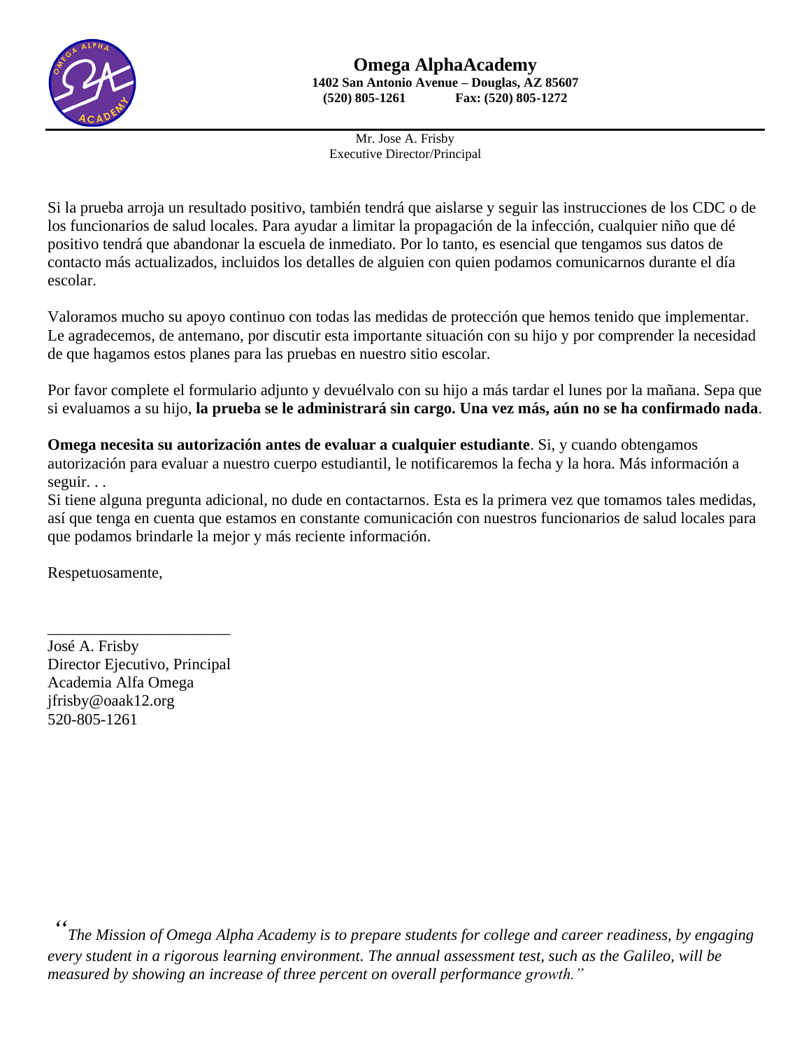**Omega AlphaAcademy**
**1402 San Antonio Avenue – Douglas, AZ 85607**
**(520) 805-1261 Fax: (520) 805-1272**

Mr. Jose A. Frisby
Executive Director/Principal

Si la prueba arroja un resultado positivo, también tendrá que aislarse y seguir las instrucciones de los CDC o de los funcionarios de salud locales. Para ayudar a limitar la propagación de la infección, cualquier niño que dé positivo tendrá que abandonar la escuela de inmediato. Por lo tanto, es esencial que tengamos sus datos de contacto más actualizados, incluidos los detalles de alguien con quien podamos comunicarnos durante el día escolar.

Valoramos mucho su apoyo continuo con todas las medidas de protección que hemos tenido que implementar. Le agradecemos, de antemano, por discutir esta importante situación con su hijo y por comprender la necesidad de que hagamos estos planes para las pruebas en nuestro sitio escolar.

Por favor complete el formulario adjunto y devuélvalo con su hijo a más tardar el lunes por la mañana. Sepa que si evaluamos a su hijo, **la prueba se le administrará sin cargo. Una vez más, aún no se ha confirmado nada**.

**Omega necesita su autorización antes de evaluar a cualquier estudiante**. Si, y cuando obtengamos autorización para evaluar a nuestro cuerpo estudiantil, le notificaremos la fecha y la hora. Más información a seguir. . .
Si tiene alguna pregunta adicional, no dude en contactarnos. Esta es la primera vez que tomamos tales medidas, así que tenga en cuenta que estamos en constante comunicación con nuestros funcionarios de salud locales para que podamos brindarle la mejor y más reciente información.

Respetuosamente,

_______________________
José A. Frisby
Director Ejecutivo, Principal
Academia Alfa Omega
jfrisby@oaak12.org
520-805-1261

*"The Mission of Omega Alpha Academy is to prepare students for college and career readiness, by engaging every student in a rigorous learning environment. The annual assessment test, such as the Galileo, will be measured by showing an increase of three percent on overall performance growth."*